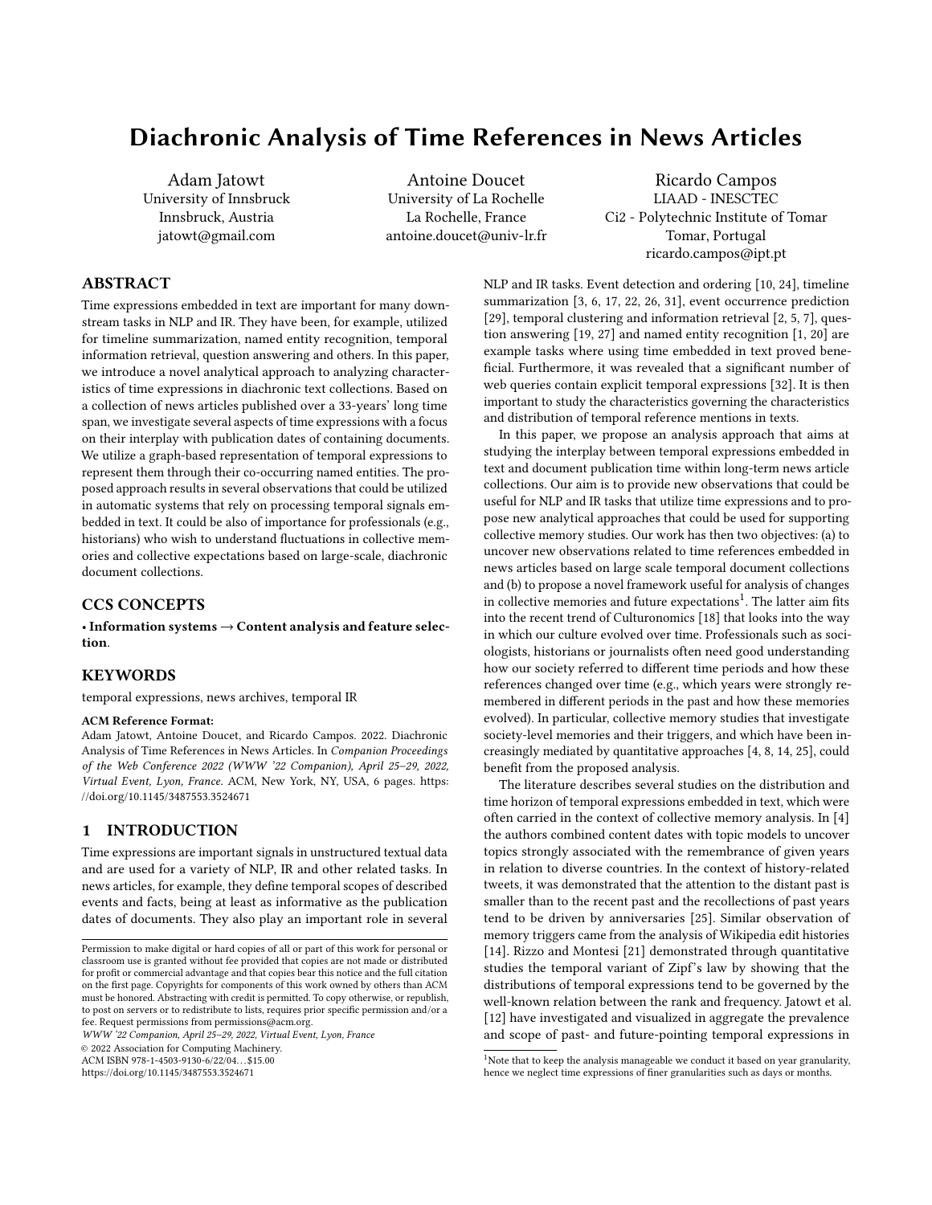# Diachronic Analysis of Time References in News Articles

Adam Jatowt
University of Innsbruck
Innsbruck, Austria
jatowt@gmail.com

Antoine Doucet
University of La Rochelle
La Rochelle, France
antoine.doucet@univ-lr.fr

Ricardo Campos
LIAAD - INESCTEC
Ci2 - Polytechnic Institute of Tomar
Tomar, Portugal
ricardo.campos@ipt.pt

## ABSTRACT

Time expressions embedded in text are important for many downstream tasks in NLP and IR. They have been, for example, utilized for timeline summarization, named entity recognition, temporal information retrieval, question answering and others. In this paper, we introduce a novel analytical approach to analyzing characteristics of time expressions in diachronic text collections. Based on a collection of news articles published over a 33-years' long time span, we investigate several aspects of time expressions with a focus on their interplay with publication dates of containing documents. We utilize a graph-based representation of temporal expressions to represent them through their co-occurring named entities. The proposed approach results in several observations that could be utilized in automatic systems that rely on processing temporal signals embedded in text. It could be also of importance for professionals (e.g., historians) who wish to understand fluctuations in collective memories and collective expectations based on large-scale, diachronic document collections.

## CCS CONCEPTS

• **Information systems → Content analysis and feature selection**.

## KEYWORDS

temporal expressions, news archives, temporal IR

**ACM Reference Format:**
Adam Jatowt, Antoine Doucet, and Ricardo Campos. 2022. Diachronic Analysis of Time References in News Articles. In *Companion Proceedings of the Web Conference 2022 (WWW '22 Companion), April 25–29, 2022, Virtual Event, Lyon, France.* ACM, New York, NY, USA, 6 pages. https://doi.org/10.1145/3487553.3524671

## 1 INTRODUCTION

Time expressions are important signals in unstructured textual data and are used for a variety of NLP, IR and other related tasks. In news articles, for example, they define temporal scopes of described events and facts, being at least as informative as the publication dates of documents. They also play an important role in several NLP and IR tasks. Event detection and ordering [10, 24], timeline summarization [3, 6, 17, 22, 26, 31], event occurrence prediction [29], temporal clustering and information retrieval [2, 5, 7], question answering [19, 27] and named entity recognition [1, 20] are example tasks where using time embedded in text proved beneficial. Furthermore, it was revealed that a significant number of web queries contain explicit temporal expressions [32]. It is then important to study the characteristics governing the characteristics and distribution of temporal reference mentions in texts.

In this paper, we propose an analysis approach that aims at studying the interplay between temporal expressions embedded in text and document publication time within long-term news article collections. Our aim is to provide new observations that could be useful for NLP and IR tasks that utilize time expressions and to propose new analytical approaches that could be used for supporting collective memory studies. Our work has then two objectives: (a) to uncover new observations related to time references embedded in news articles based on large scale temporal document collections and (b) to propose a novel framework useful for analysis of changes in collective memories and future expectations[1]. The latter aim fits into the recent trend of Culturonomics [18] that looks into the way in which our culture evolved over time. Professionals such as sociologists, historians or journalists often need good understanding how our society referred to different time periods and how these references changed over time (e.g., which years were strongly remembered in different periods in the past and how these memories evolved). In particular, collective memory studies that investigate society-level memories and their triggers, and which have been increasingly mediated by quantitative approaches [4, 8, 14, 25], could benefit from the proposed analysis.

The literature describes several studies on the distribution and time horizon of temporal expressions embedded in text, which were often carried in the context of collective memory analysis. In [4] the authors combined content dates with topic models to uncover topics strongly associated with the remembrance of given years in relation to diverse countries. In the context of history-related tweets, it was demonstrated that the attention to the distant past is smaller than to the recent past and the recollections of past years tend to be driven by anniversaries [25]. Similar observation of memory triggers came from the analysis of Wikipedia edit histories [14]. Rizzo and Montesi [21] demonstrated through quantitative studies the temporal variant of Zipf's law by showing that the distributions of temporal expressions tend to be governed by the well-known relation between the rank and frequency. Jatowt et al. [12] have investigated and visualized in aggregate the prevalence and scope of past- and future-pointing temporal expressions in

[1]Note that to keep the analysis manageable we conduct it based on year granularity, hence we neglect time expressions of finer granularities such as days or months.

Permission to make digital or hard copies of all or part of this work for personal or classroom use is granted without fee provided that copies are not made or distributed for profit or commercial advantage and that copies bear this notice and the full citation on the first page. Copyrights for components of this work owned by others than ACM must be honored. Abstracting with credit is permitted. To copy otherwise, or republish, to post on servers or to redistribute to lists, requires prior specific permission and/or a fee. Request permissions from permissions@acm.org.
*WWW '22 Companion, April 25–29, 2022, Virtual Event, Lyon, France*
© 2022 Association for Computing Machinery.
ACM ISBN 978-1-4503-9130-6/22/04…$15.00
https://doi.org/10.1145/3487553.3524671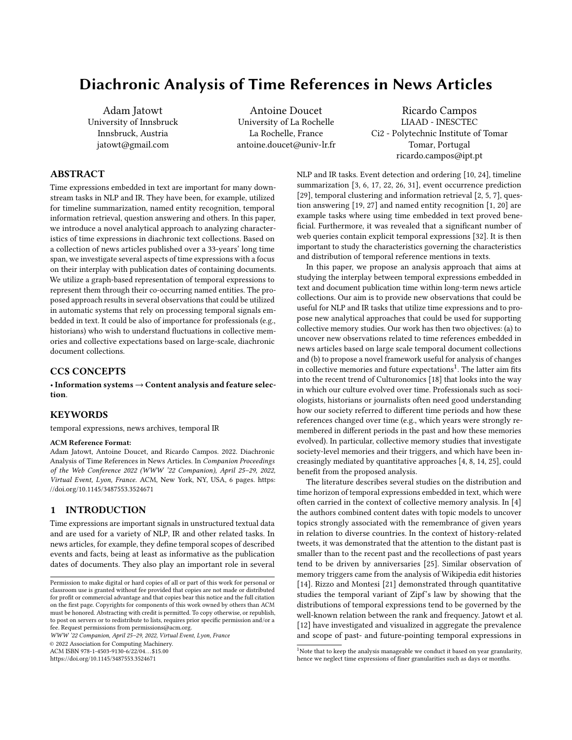# Diachronic Analysis of Time References in News Articles

Adam Jatowt
University of Innsbruck
Innsbruck, Austria
jatowt@gmail.com

Antoine Doucet
University of La Rochelle
La Rochelle, France
antoine.doucet@univ-lr.fr

Ricardo Campos
LIAAD - INESCTEC
Ci2 - Polytechnic Institute of Tomar
Tomar, Portugal
ricardo.campos@ipt.pt

## ABSTRACT

Time expressions embedded in text are important for many downstream tasks in NLP and IR. They have been, for example, utilized for timeline summarization, named entity recognition, temporal information retrieval, question answering and others. In this paper, we introduce a novel analytical approach to analyzing characteristics of time expressions in diachronic text collections. Based on a collection of news articles published over a 33-years' long time span, we investigate several aspects of time expressions with a focus on their interplay with publication dates of containing documents. We utilize a graph-based representation of temporal expressions to represent them through their co-occurring named entities. The proposed approach results in several observations that could be utilized in automatic systems that rely on processing temporal signals embedded in text. It could be also of importance for professionals (e.g., historians) who wish to understand fluctuations in collective memories and collective expectations based on large-scale, diachronic document collections.

## CCS CONCEPTS

• **Information systems → Content analysis and feature selection**.

## KEYWORDS

temporal expressions, news archives, temporal IR

**ACM Reference Format:**
Adam Jatowt, Antoine Doucet, and Ricardo Campos. 2022. Diachronic Analysis of Time References in News Articles. In *Companion Proceedings of the Web Conference 2022 (WWW '22 Companion), April 25–29, 2022, Virtual Event, Lyon, France.* ACM, New York, NY, USA, 6 pages. https://doi.org/10.1145/3487553.3524671

## 1 INTRODUCTION

Time expressions are important signals in unstructured textual data and are used for a variety of NLP, IR and other related tasks. In news articles, for example, they define temporal scopes of described events and facts, being at least as informative as the publication dates of documents. They also play an important role in several NLP and IR tasks. Event detection and ordering [10, 24], timeline summarization [3, 6, 17, 22, 26, 31], event occurrence prediction [29], temporal clustering and information retrieval [2, 5, 7], question answering [19, 27] and named entity recognition [1, 20] are example tasks where using time embedded in text proved beneficial. Furthermore, it was revealed that a significant number of web queries contain explicit temporal expressions [32]. It is then important to study the characteristics governing the characteristics and distribution of temporal reference mentions in texts.

In this paper, we propose an analysis approach that aims at studying the interplay between temporal expressions embedded in text and document publication time within long-term news article collections. Our aim is to provide new observations that could be useful for NLP and IR tasks that utilize time expressions and to propose new analytical approaches that could be used for supporting collective memory studies. Our work has then two objectives: (a) to uncover new observations related to time references embedded in news articles based on large scale temporal document collections and (b) to propose a novel framework useful for analysis of changes in collective memories and future expectations[1]. The latter aim fits into the recent trend of Culturonomics [18] that looks into the way in which our culture evolved over time. Professionals such as sociologists, historians or journalists often need good understanding how our society referred to different time periods and how these references changed over time (e.g., which years were strongly remembered in different periods in the past and how these memories evolved). In particular, collective memory studies that investigate society-level memories and their triggers, and which have been increasingly mediated by quantitative approaches [4, 8, 14, 25], could benefit from the proposed analysis.

The literature describes several studies on the distribution and time horizon of temporal expressions embedded in text, which were often carried in the context of collective memory analysis. In [4] the authors combined content dates with topic models to uncover topics strongly associated with the remembrance of given years in relation to diverse countries. In the context of history-related tweets, it was demonstrated that the attention to the distant past is smaller than to the recent past and the recollections of past years tend to be driven by anniversaries [25]. Similar observation of memory triggers came from the analysis of Wikipedia edit histories [14]. Rizzo and Montesi [21] demonstrated through quantitative studies the temporal variant of Zipf's law by showing that the distributions of temporal expressions tend to be governed by the well-known relation between the rank and frequency. Jatowt et al. [12] have investigated and visualized in aggregate the prevalence and scope of past- and future-pointing temporal expressions in

[1]Note that to keep the analysis manageable we conduct it based on year granularity, hence we neglect time expressions of finer granularities such as days or months.

Permission to make digital or hard copies of all or part of this work for personal or classroom use is granted without fee provided that copies are not made or distributed for profit or commercial advantage and that copies bear this notice and the full citation on the first page. Copyrights for components of this work owned by others than ACM must be honored. Abstracting with credit is permitted. To copy otherwise, or republish, to post on servers or to redistribute to lists, requires prior specific permission and/or a fee. Request permissions from permissions@acm.org.
*WWW '22 Companion, April 25–29, 2022, Virtual Event, Lyon, France*
© 2022 Association for Computing Machinery.
ACM ISBN 978-1-4503-9130-6/22/04…$15.00
https://doi.org/10.1145/3487553.3524671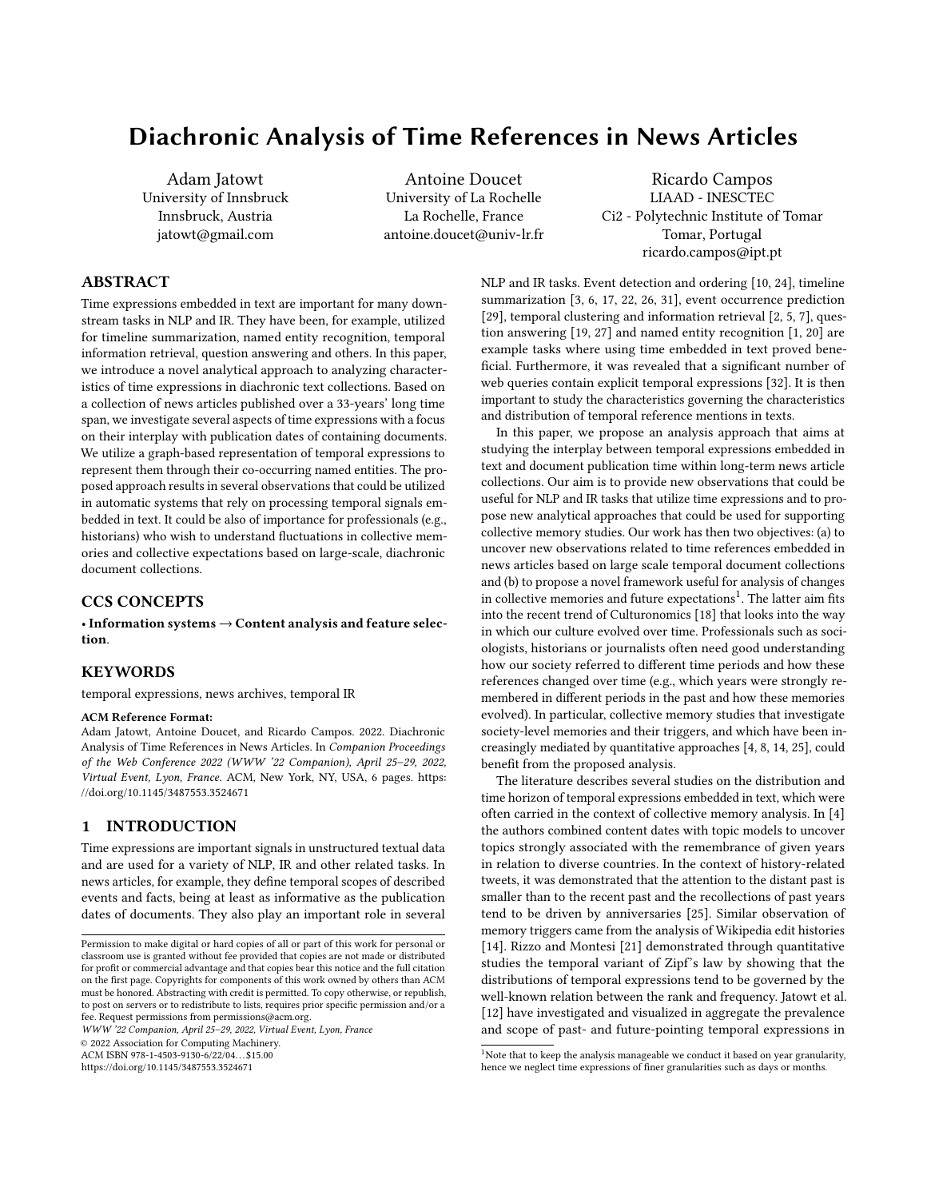# Diachronic Analysis of Time References in News Articles

Adam Jatowt
University of Innsbruck
Innsbruck, Austria
jatowt@gmail.com

Antoine Doucet
University of La Rochelle
La Rochelle, France
antoine.doucet@univ-lr.fr

Ricardo Campos
LIAAD - INESCTEC
Ci2 - Polytechnic Institute of Tomar
Tomar, Portugal
ricardo.campos@ipt.pt

## ABSTRACT

Time expressions embedded in text are important for many downstream tasks in NLP and IR. They have been, for example, utilized for timeline summarization, named entity recognition, temporal information retrieval, question answering and others. In this paper, we introduce a novel analytical approach to analyzing characteristics of time expressions in diachronic text collections. Based on a collection of news articles published over a 33-years' long time span, we investigate several aspects of time expressions with a focus on their interplay with publication dates of containing documents. We utilize a graph-based representation of temporal expressions to represent them through their co-occurring named entities. The proposed approach results in several observations that could be utilized in automatic systems that rely on processing temporal signals embedded in text. It could be also of importance for professionals (e.g., historians) who wish to understand fluctuations in collective memories and collective expectations based on large-scale, diachronic document collections.

## CCS CONCEPTS

• **Information systems → Content analysis and feature selection**.

## KEYWORDS

temporal expressions, news archives, temporal IR

**ACM Reference Format:**
Adam Jatowt, Antoine Doucet, and Ricardo Campos. 2022. Diachronic Analysis of Time References in News Articles. In *Companion Proceedings of the Web Conference 2022 (WWW '22 Companion), April 25–29, 2022, Virtual Event, Lyon, France.* ACM, New York, NY, USA, 6 pages. https://doi.org/10.1145/3487553.3524671

## 1 INTRODUCTION

Time expressions are important signals in unstructured textual data and are used for a variety of NLP, IR and other related tasks. In news articles, for example, they define temporal scopes of described events and facts, being at least as informative as the publication dates of documents. They also play an important role in several NLP and IR tasks. Event detection and ordering [10, 24], timeline summarization [3, 6, 17, 22, 26, 31], event occurrence prediction [29], temporal clustering and information retrieval [2, 5, 7], question answering [19, 27] and named entity recognition [1, 20] are example tasks where using time embedded in text proved beneficial. Furthermore, it was revealed that a significant number of web queries contain explicit temporal expressions [32]. It is then important to study the characteristics governing the characteristics and distribution of temporal reference mentions in texts.

In this paper, we propose an analysis approach that aims at studying the interplay between temporal expressions embedded in text and document publication time within long-term news article collections. Our aim is to provide new observations that could be useful for NLP and IR tasks that utilize time expressions and to propose new analytical approaches that could be used for supporting collective memory studies. Our work has then two objectives: (a) to uncover new observations related to time references embedded in news articles based on large scale temporal document collections and (b) to propose a novel framework useful for analysis of changes in collective memories and future expectations[1]. The latter aim fits into the recent trend of Culturonomics [18] that looks into the way in which our culture evolved over time. Professionals such as sociologists, historians or journalists often need good understanding how our society referred to different time periods and how these references changed over time (e.g., which years were strongly remembered in different periods in the past and how these memories evolved). In particular, collective memory studies that investigate society-level memories and their triggers, and which have been increasingly mediated by quantitative approaches [4, 8, 14, 25], could benefit from the proposed analysis.

The literature describes several studies on the distribution and time horizon of temporal expressions embedded in text, which were often carried in the context of collective memory analysis. In [4] the authors combined content dates with topic models to uncover topics strongly associated with the remembrance of given years in relation to diverse countries. In the context of history-related tweets, it was demonstrated that the attention to the distant past is smaller than to the recent past and the recollections of past years tend to be driven by anniversaries [25]. Similar observation of memory triggers came from the analysis of Wikipedia edit histories [14]. Rizzo and Montesi [21] demonstrated through quantitative studies the temporal variant of Zipf's law by showing that the distributions of temporal expressions tend to be governed by the well-known relation between the rank and frequency. Jatowt et al. [12] have investigated and visualized in aggregate the prevalence and scope of past- and future-pointing temporal expressions in

[1] Note that to keep the analysis manageable we conduct it based on year granularity, hence we neglect time expressions of finer granularities such as days or months.

Permission to make digital or hard copies of all or part of this work for personal or classroom use is granted without fee provided that copies are not made or distributed for profit or commercial advantage and that copies bear this notice and the full citation on the first page. Copyrights for components of this work owned by others than ACM must be honored. Abstracting with credit is permitted. To copy otherwise, or republish, to post on servers or to redistribute to lists, requires prior specific permission and/or a fee. Request permissions from permissions@acm.org.
*WWW '22 Companion, April 25–29, 2022, Virtual Event, Lyon, France*
© 2022 Association for Computing Machinery.
ACM ISBN 978-1-4503-9130-6/22/04...$15.00
https://doi.org/10.1145/3487553.3524671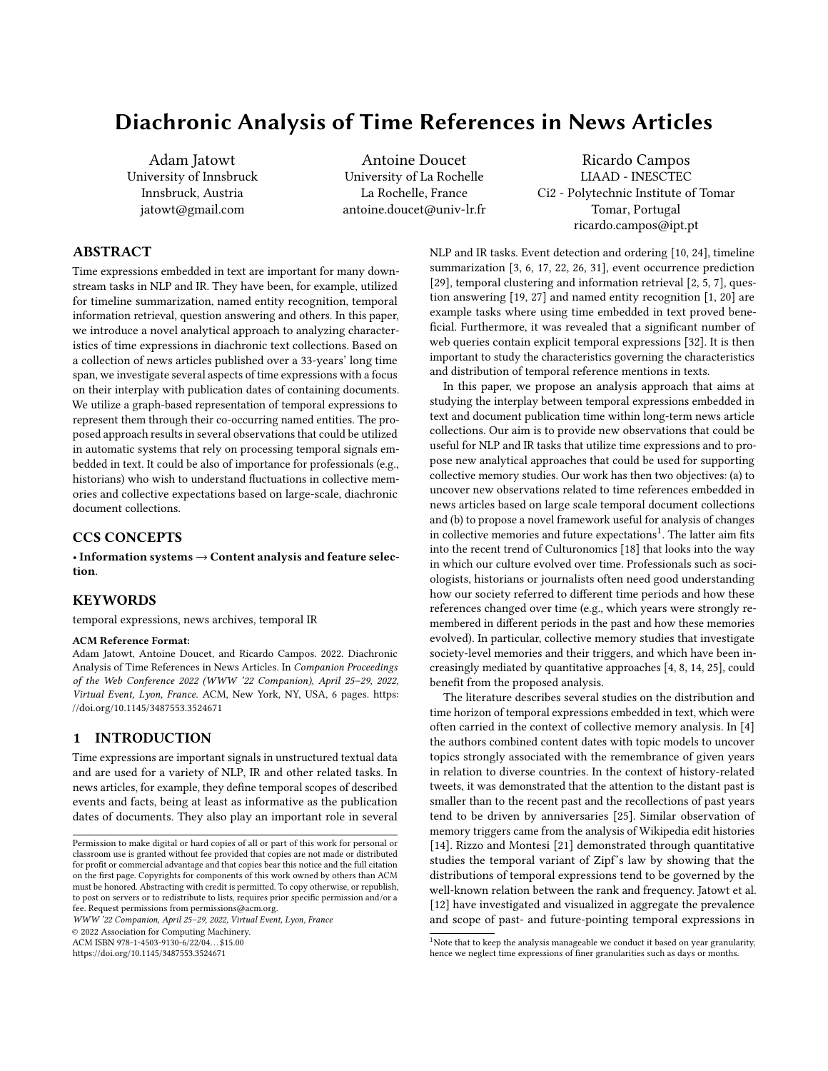# Diachronic Analysis of Time References in News Articles

Adam Jatowt
University of Innsbruck
Innsbruck, Austria
jatowt@gmail.com

Antoine Doucet
University of La Rochelle
La Rochelle, France
antoine.doucet@univ-lr.fr

Ricardo Campos
LIAAD - INESCTEC
Ci2 - Polytechnic Institute of Tomar
Tomar, Portugal
ricardo.campos@ipt.pt

## ABSTRACT

Time expressions embedded in text are important for many downstream tasks in NLP and IR. They have been, for example, utilized for timeline summarization, named entity recognition, temporal information retrieval, question answering and others. In this paper, we introduce a novel analytical approach to analyzing characteristics of time expressions in diachronic text collections. Based on a collection of news articles published over a 33-years' long time span, we investigate several aspects of time expressions with a focus on their interplay with publication dates of containing documents. We utilize a graph-based representation of temporal expressions to represent them through their co-occurring named entities. The proposed approach results in several observations that could be utilized in automatic systems that rely on processing temporal signals embedded in text. It could be also of importance for professionals (e.g., historians) who wish to understand fluctuations in collective memories and collective expectations based on large-scale, diachronic document collections.

## CCS CONCEPTS

• **Information systems → Content analysis and feature selection**.

## KEYWORDS

temporal expressions, news archives, temporal IR

**ACM Reference Format:**
Adam Jatowt, Antoine Doucet, and Ricardo Campos. 2022. Diachronic Analysis of Time References in News Articles. In *Companion Proceedings of the Web Conference 2022 (WWW '22 Companion), April 25–29, 2022, Virtual Event, Lyon, France.* ACM, New York, NY, USA, 6 pages. https://doi.org/10.1145/3487553.3524671

## 1 INTRODUCTION

Time expressions are important signals in unstructured textual data and are used for a variety of NLP, IR and other related tasks. In news articles, for example, they define temporal scopes of described events and facts, being at least as informative as the publication dates of documents. They also play an important role in several NLP and IR tasks. Event detection and ordering [10, 24], timeline summarization [3, 6, 17, 22, 26, 31], event occurrence prediction [29], temporal clustering and information retrieval [2, 5, 7], question answering [19, 27] and named entity recognition [1, 20] are example tasks where using time embedded in text proved beneficial. Furthermore, it was revealed that a significant number of web queries contain explicit temporal expressions [32]. It is then important to study the characteristics governing the characteristics and distribution of temporal reference mentions in texts.

In this paper, we propose an analysis approach that aims at studying the interplay between temporal expressions embedded in text and document publication time within long-term news article collections. Our aim is to provide new observations that could be useful for NLP and IR tasks that utilize time expressions and to propose new analytical approaches that could be used for supporting collective memory studies. Our work has then two objectives: (a) to uncover new observations related to time references embedded in news articles based on large scale temporal document collections and (b) to propose a novel framework useful for analysis of changes in collective memories and future expectations[1]. The latter aim fits into the recent trend of Culturonomics [18] that looks into the way in which our culture evolved over time. Professionals such as sociologists, historians or journalists often need good understanding how our society referred to different time periods and how these references changed over time (e.g., which years were strongly remembered in different periods in the past and how these memories evolved). In particular, collective memory studies that investigate society-level memories and their triggers, and which have been increasingly mediated by quantitative approaches [4, 8, 14, 25], could benefit from the proposed analysis.

The literature describes several studies on the distribution and time horizon of temporal expressions embedded in text, which were often carried in the context of collective memory analysis. In [4] the authors combined content dates with topic models to uncover topics strongly associated with the remembrance of given years in relation to diverse countries. In the context of history-related tweets, it was demonstrated that the attention to the distant past is smaller than to the recent past and the recollections of past years tend to be driven by anniversaries [25]. Similar observation of memory triggers came from the analysis of Wikipedia edit histories [14]. Rizzo and Montesi [21] demonstrated through quantitative studies the temporal variant of Zipf's law by showing that the distributions of temporal expressions tend to be governed by the well-known relation between the rank and frequency. Jatowt et al. [12] have investigated and visualized in aggregate the prevalence and scope of past- and future-pointing temporal expressions in

Permission to make digital or hard copies of all or part of this work for personal or classroom use is granted without fee provided that copies are not made or distributed for profit or commercial advantage and that copies bear this notice and the full citation on the first page. Copyrights for components of this work owned by others than ACM must be honored. Abstracting with credit is permitted. To copy otherwise, or republish, to post on servers or to redistribute to lists, requires prior specific permission and/or a fee. Request permissions from permissions@acm.org.
*WWW '22 Companion, April 25–29, 2022, Virtual Event, Lyon, France*
© 2022 Association for Computing Machinery.
ACM ISBN 978-1-4503-9130-6/22/04…$15.00
https://doi.org/10.1145/3487553.3524671

[1] Note that to keep the analysis manageable we conduct it based on year granularity, hence we neglect time expressions of finer granularities such as days or months.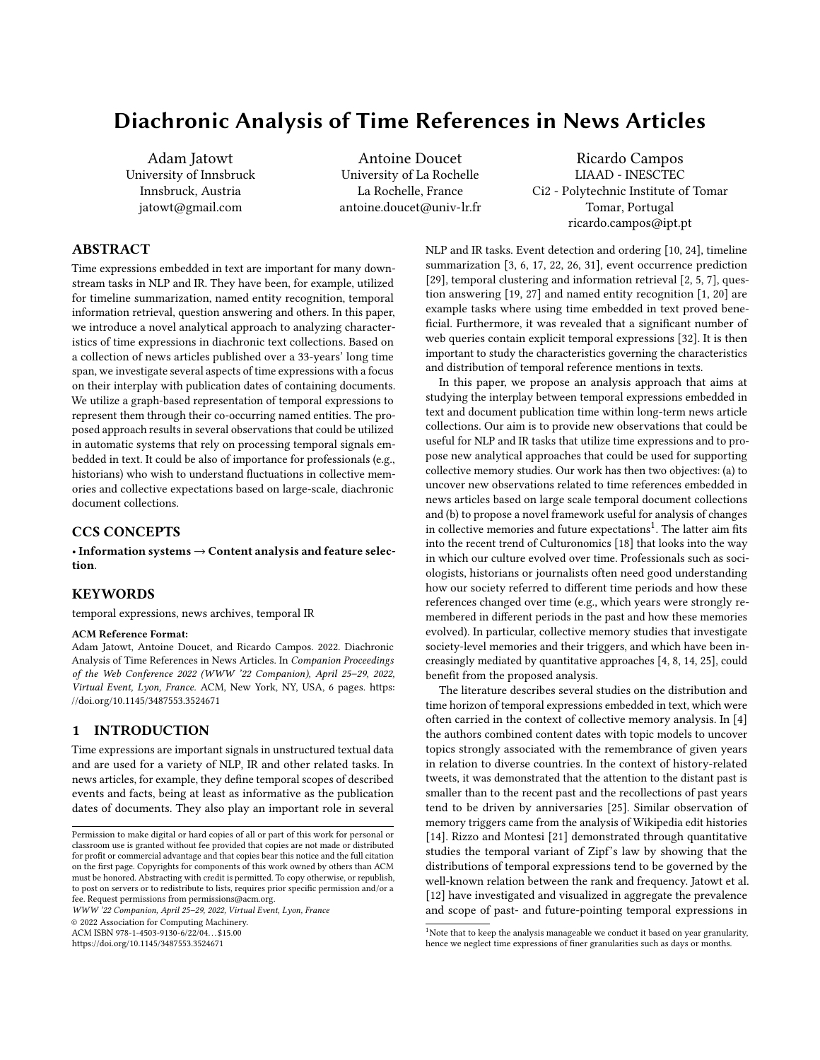# Diachronic Analysis of Time References in News Articles

Adam Jatowt
University of Innsbruck
Innsbruck, Austria
jatowt@gmail.com

Antoine Doucet
University of La Rochelle
La Rochelle, France
antoine.doucet@univ-lr.fr

Ricardo Campos
LIAAD - INESCTEC
Ci2 - Polytechnic Institute of Tomar
Tomar, Portugal
ricardo.campos@ipt.pt

## ABSTRACT

Time expressions embedded in text are important for many downstream tasks in NLP and IR. They have been, for example, utilized for timeline summarization, named entity recognition, temporal information retrieval, question answering and others. In this paper, we introduce a novel analytical approach to analyzing characteristics of time expressions in diachronic text collections. Based on a collection of news articles published over a 33-years' long time span, we investigate several aspects of time expressions with a focus on their interplay with publication dates of containing documents. We utilize a graph-based representation of temporal expressions to represent them through their co-occurring named entities. The proposed approach results in several observations that could be utilized in automatic systems that rely on processing temporal signals embedded in text. It could be also of importance for professionals (e.g., historians) who wish to understand fluctuations in collective memories and collective expectations based on large-scale, diachronic document collections.

## CCS CONCEPTS

• **Information systems → Content analysis and feature selection**.

## KEYWORDS

temporal expressions, news archives, temporal IR

**ACM Reference Format:**
Adam Jatowt, Antoine Doucet, and Ricardo Campos. 2022. Diachronic Analysis of Time References in News Articles. In *Companion Proceedings of the Web Conference 2022 (WWW '22 Companion), April 25–29, 2022, Virtual Event, Lyon, France.* ACM, New York, NY, USA, 6 pages. https://doi.org/10.1145/3487553.3524671

## 1 INTRODUCTION

Time expressions are important signals in unstructured textual data and are used for a variety of NLP, IR and other related tasks. In news articles, for example, they define temporal scopes of described events and facts, being at least as informative as the publication dates of documents. They also play an important role in several NLP and IR tasks. Event detection and ordering [10, 24], timeline summarization [3, 6, 17, 22, 26, 31], event occurrence prediction [29], temporal clustering and information retrieval [2, 5, 7], question answering [19, 27] and named entity recognition [1, 20] are example tasks where using time embedded in text proved beneficial. Furthermore, it was revealed that a significant number of web queries contain explicit temporal expressions [32]. It is then important to study the characteristics governing the characteristics and distribution of temporal reference mentions in texts.

In this paper, we propose an analysis approach that aims at studying the interplay between temporal expressions embedded in text and document publication time within long-term news article collections. Our aim is to provide new observations that could be useful for NLP and IR tasks that utilize time expressions and to propose new analytical approaches that could be used for supporting collective memory studies. Our work has then two objectives: (a) to uncover new observations related to time references embedded in news articles based on large scale temporal document collections and (b) to propose a novel framework useful for analysis of changes in collective memories and future expectations[1]. The latter aim fits into the recent trend of Culturonomics [18] that looks into the way in which our culture evolved over time. Professionals such as sociologists, historians or journalists often need good understanding how our society referred to different time periods and how these references changed over time (e.g., which years were strongly remembered in different periods in the past and how these memories evolved). In particular, collective memory studies that investigate society-level memories and their triggers, and which have been increasingly mediated by quantitative approaches [4, 8, 14, 25], could benefit from the proposed analysis.

The literature describes several studies on the distribution and time horizon of temporal expressions embedded in text, which were often carried in the context of collective memory analysis. In [4] the authors combined content dates with topic models to uncover topics strongly associated with the remembrance of given years in relation to diverse countries. In the context of history-related tweets, it was demonstrated that the attention to the distant past is smaller than to the recent past and the recollections of past years tend to be driven by anniversaries [25]. Similar observation of memory triggers came from the analysis of Wikipedia edit histories [14]. Rizzo and Montesi [21] demonstrated through quantitative studies the temporal variant of Zipf's law by showing that the distributions of temporal expressions tend to be governed by the well-known relation between the rank and frequency. Jatowt et al. [12] have investigated and visualized in aggregate the prevalence and scope of past- and future-pointing temporal expressions in

Permission to make digital or hard copies of all or part of this work for personal or classroom use is granted without fee provided that copies are not made or distributed for profit or commercial advantage and that copies bear this notice and the full citation on the first page. Copyrights for components of this work owned by others than ACM must be honored. Abstracting with credit is permitted. To copy otherwise, or republish, to post on servers or to redistribute to lists, requires prior specific permission and/or a fee. Request permissions from permissions@acm.org.
*WWW '22 Companion, April 25–29, 2022, Virtual Event, Lyon, France*
© 2022 Association for Computing Machinery.
ACM ISBN 978-1-4503-9130-6/22/04...$15.00
https://doi.org/10.1145/3487553.3524671

[1] Note that to keep the analysis manageable we conduct it based on year granularity, hence we neglect time expressions of finer granularities such as days or months.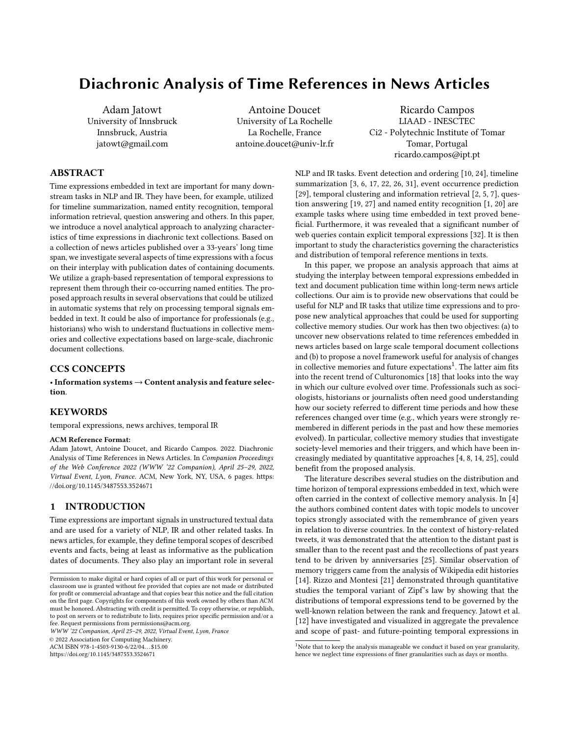# Diachronic Analysis of Time References in News Articles

Adam Jatowt
University of Innsbruck
Innsbruck, Austria
jatowt@gmail.com

Antoine Doucet
University of La Rochelle
La Rochelle, France
antoine.doucet@univ-lr.fr

Ricardo Campos
LIAAD - INESCTEC
Ci2 - Polytechnic Institute of Tomar
Tomar, Portugal
ricardo.campos@ipt.pt

## ABSTRACT

Time expressions embedded in text are important for many downstream tasks in NLP and IR. They have been, for example, utilized for timeline summarization, named entity recognition, temporal information retrieval, question answering and others. In this paper, we introduce a novel analytical approach to analyzing characteristics of time expressions in diachronic text collections. Based on a collection of news articles published over a 33-years' long time span, we investigate several aspects of time expressions with a focus on their interplay with publication dates of containing documents. We utilize a graph-based representation of temporal expressions to represent them through their co-occurring named entities. The proposed approach results in several observations that could be utilized in automatic systems that rely on processing temporal signals embedded in text. It could be also of importance for professionals (e.g., historians) who wish to understand fluctuations in collective memories and collective expectations based on large-scale, diachronic document collections.

## CCS CONCEPTS

• **Information systems → Content analysis and feature selection**.

## KEYWORDS

temporal expressions, news archives, temporal IR

**ACM Reference Format:**
Adam Jatowt, Antoine Doucet, and Ricardo Campos. 2022. Diachronic Analysis of Time References in News Articles. In *Companion Proceedings of the Web Conference 2022 (WWW '22 Companion), April 25–29, 2022, Virtual Event, Lyon, France.* ACM, New York, NY, USA, 6 pages. https://doi.org/10.1145/3487553.3524671

## 1 INTRODUCTION

Time expressions are important signals in unstructured textual data and are used for a variety of NLP, IR and other related tasks. In news articles, for example, they define temporal scopes of described events and facts, being at least as informative as the publication dates of documents. They also play an important role in several NLP and IR tasks. Event detection and ordering [10, 24], timeline summarization [3, 6, 17, 22, 26, 31], event occurrence prediction [29], temporal clustering and information retrieval [2, 5, 7], question answering [19, 27] and named entity recognition [1, 20] are example tasks where using time embedded in text proved beneficial. Furthermore, it was revealed that a significant number of web queries contain explicit temporal expressions [32]. It is then important to study the characteristics governing the characteristics and distribution of temporal reference mentions in texts.

In this paper, we propose an analysis approach that aims at studying the interplay between temporal expressions embedded in text and document publication time within long-term news article collections. Our aim is to provide new observations that could be useful for NLP and IR tasks that utilize time expressions and to propose new analytical approaches that could be used for supporting collective memory studies. Our work has then two objectives: (a) to uncover new observations related to time references embedded in news articles based on large scale temporal document collections and (b) to propose a novel framework useful for analysis of changes in collective memories and future expectations[1]. The latter aim fits into the recent trend of Culturonomics [18] that looks into the way in which our culture evolved over time. Professionals such as sociologists, historians or journalists often need good understanding how our society referred to different time periods and how these references changed over time (e.g., which years were strongly remembered in different periods in the past and how these memories evolved). In particular, collective memory studies that investigate society-level memories and their triggers, and which have been increasingly mediated by quantitative approaches [4, 8, 14, 25], could benefit from the proposed analysis.

The literature describes several studies on the distribution and time horizon of temporal expressions embedded in text, which were often carried in the context of collective memory analysis. In [4] the authors combined content dates with topic models to uncover topics strongly associated with the remembrance of given years in relation to diverse countries. In the context of history-related tweets, it was demonstrated that the attention to the distant past is smaller than to the recent past and the recollections of past years tend to be driven by anniversaries [25]. Similar observation of memory triggers came from the analysis of Wikipedia edit histories [14]. Rizzo and Montesi [21] demonstrated through quantitative studies the temporal variant of Zipf's law by showing that the distributions of temporal expressions tend to be governed by the well-known relation between the rank and frequency. Jatowt et al. [12] have investigated and visualized in aggregate the prevalence and scope of past- and future-pointing temporal expressions in

---

[1] Note that to keep the analysis manageable we conduct it based on year granularity, hence we neglect time expressions of finer granularities such as days or months.

Permission to make digital or hard copies of all or part of this work for personal or classroom use is granted without fee provided that copies are not made or distributed for profit or commercial advantage and that copies bear this notice and the full citation on the first page. Copyrights for components of this work owned by others than ACM must be honored. Abstracting with credit is permitted. To copy otherwise, or republish, to post on servers or to redistribute to lists, requires prior specific permission and/or a fee. Request permissions from permissions@acm.org.
*WWW '22 Companion, April 25–29, 2022, Virtual Event, Lyon, France*
© 2022 Association for Computing Machinery.
ACM ISBN 978-1-4503-9130-6/22/04…$15.00
https://doi.org/10.1145/3487553.3524671